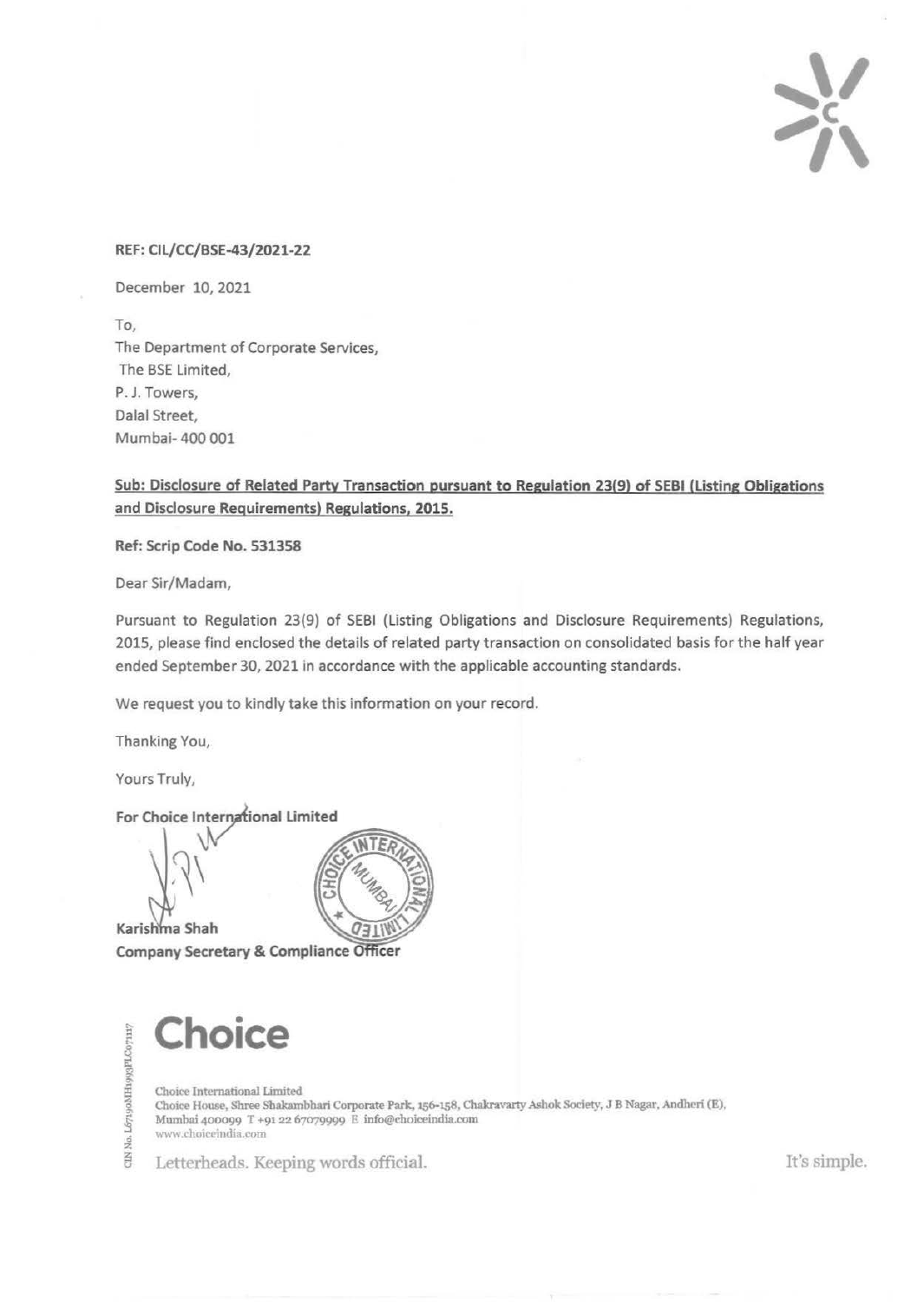REF: CIL/CC/BSE-43/2021-22

December 10, 2021

To,
The Department of Corporate Services,
The BSE Limited,
P. J. Towers,
Dalal Street,
Mumbai- 400 001

**Sub: Disclosure of Related Party Transaction pursuant to Regulation 23(9) of SEBI (Listing Obligations and Disclosure Requirements) Regulations, 2015.**

**Ref: Scrip Code No. 531358**

Dear Sir/Madam,

Pursuant to Regulation 23(9) of SEBI (Listing Obligations and Disclosure Requirements) Regulations, 2015, please find enclosed the details of related party transaction on consolidated basis for the half year ended September 30, 2021 in accordance with the applicable accounting standards.

We request you to kindly take this information on your record.

Thanking You,

Yours Truly,

**For Choice International Limited**

**Karishma Shah**
**Company Secretary & Compliance Officer**

**Choice**

Choice International Limited
Choice House, Shree Shakambhari Corporate Park, 156-158, Chakravarty Ashok Society, J B Nagar, Andheri (E), Mumbai 400099 T +91 22 67079999 E info@choiceindia.com
www.choiceindia.com

CIN No. L67190MH1993PLC071117

Letterheads. Keeping words official. It's simple.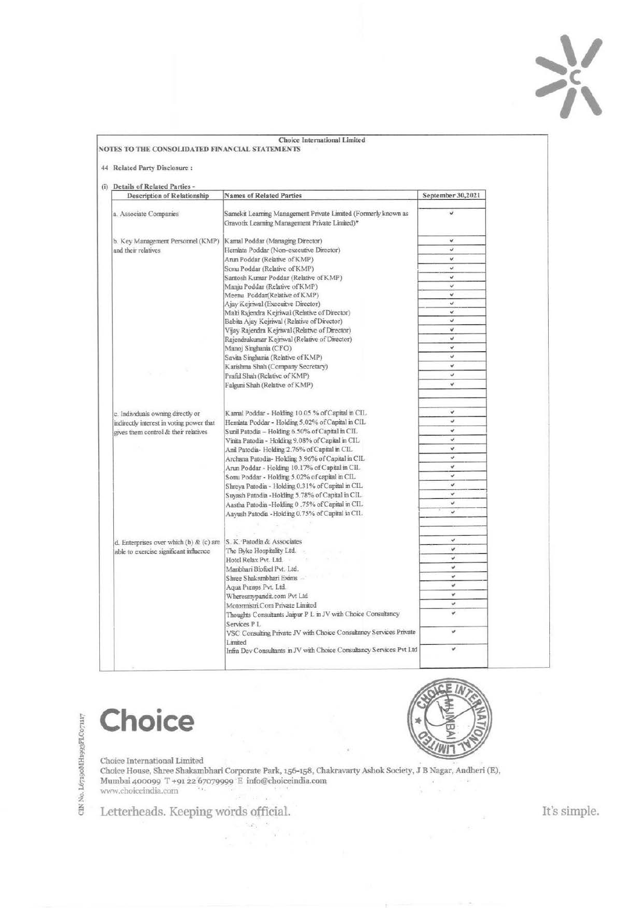Choice International Limited

NOTES TO THE CONSOLIDATED FINANCIAL STATEMENTS

44 Related Party Disclosure :

(i) Details of Related Parties -

| Description of Relationship | Names of Related Parties | September 30,2021 |
|---|---|---|
| a. Associate Companies | Samekit Learning Management Private Limited (Formerly known as Gravotix Learning Management Private Limited)* | ✓ |
| b. Key Management Personnel (KMP) and their relatives | Kamal Poddar (Managing Director) | ✓ |
| | Hemlata Poddar (Non-executive Director) | ✓ |
| | Arun Poddar (Relative of KMP) | ✓ |
| | Sonu Poddar (Relative of KMP) | ✓ |
| | Santosh Kumar Poddar (Relative of KMP) | ✓ |
| | Manju Poddar (Relative of KMP) | ✓ |
| | Meenu Poddar(Relative of KMP) | ✓ |
| | Ajay Kejriwal (Executive Director) | ✓ |
| | Malti Rajendra Kejriwal (Relative of Director) | ✓ |
| | Babita Ajay Kejriwal (Relative of Director) | ✓ |
| | Vijay Rajendra Kejriwal (Relative of Director) | ✓ |
| | Rajendrakumar Kejriwal (Relative of Director) | ✓ |
| | Manoj Singhania (CFO) | ✓ |
| | Savita Singhania (Relative of KMP) | ✓ |
| | Karishma Shah (Company Secretary) | ✓ |
| | Praful Shah (Relative of KMP) | ✓ |
| | Falguni Shah (Relative of KMP) | ✓ |
| c. Individuals owning directly or indirectly interest in voting power that gives them control & their relatives | Kamal Poddar - Holding 10.05 % of Capital in CIL | ✓ |
| | Hemlata Poddar - Holding 5.02% of Capital in CIL | ✓ |
| | Sunil Patodia – Holding 6.50% of Capital in CIL | ✓ |
| | Vinita Patodia - Holding 9.08% of Capital in CIL | ✓ |
| | Anil Patodia- Holding 2.76% of Capital in CIL | ✓ |
| | Archana Patodia- Holding 3.96% of Capital in CIL | ✓ |
| | Arun Poddar - Holding 10.17% of Capital in CIL | ✓ |
| | Sonu Poddar - Holding 5.02% of capital in CIL | ✓ |
| | Shreya Patodia - Holding 0.31% of Capital in CIL | ✓ |
| | Suyash Patodia -Holding 5.78% of Capital in CIL | ✓ |
| | Aastha Patodia -Holding 0 .75% of Capital in CIL | ✓ |
| | Aayush Patodia -Holding 0.75% of Capital in CIL | ✓ |
| d. Enterprises over which (b) & (c) are able to exercise significant influence | S. K. Patodia & Associates | ✓ |
| | The Byke Hospitality Ltd. | ✓ |
| | Hotel Relax Pvt. Ltd. | ✓ |
| | Manbhari Biofuel Pvt. Ltd. | ✓ |
| | Shree Shakambhari Exims | ✓ |
| | Aqua Pumps Pvt. Ltd. | ✓ |
| | Wheresmypandit.com Pvt Ltd | ✓ |
| | Motormistri.Com Private Limited | ✓ |
| | Thoughts Consultants Jaipur P L in JV with Choice Consultancy Services P L | ✓ |
| | VSC Consulting Private JV with Choice Consultancy Services Private Limited | ✓ |
| | Infra Dev Consultants in JV with Choice Consultancy Services Pvt Ltd | ✓ |

Choice

Choice International Limited
Choice House, Shree Shakambhari Corporate Park, 156-158, Chakravarty Ashok Society, J B Nagar, Andheri (E), Mumbai 400099 T +91 22 67079999 E info@choiceindia.com
www.choiceindia.com

CIN No. L67190MH1993PLC071117

Letterheads. Keeping words official. It's simple.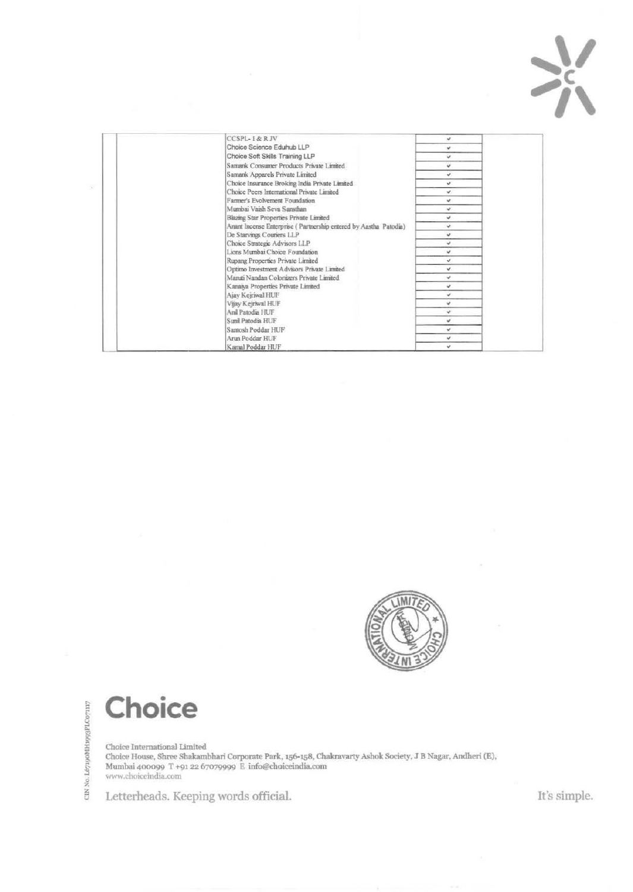| | | | |
|---|---|---|---|
| | CCSPL- I & R JV | ✓ | |
| | Choice Science Eduhub LLP | ✓ | |
| | Choice Soft Skills Training LLP | ✓ | |
| | Samank Consumer Products Private Limited | ✓ | |
| | Samank Apparels Private Limited | ✓ | |
| | Choice Insurance Broking India Private Limited | ✓ | |
| | Choice Peers International Private Limited | ✓ | |
| | Farmer's Evolvement Foundation | ✓ | |
| | Mumbai Vaish Seva Sansthan | ✓ | |
| | Blazing Star Properties Private Limited | ✓ | |
| | Anant Incense Enterprise ( Partnership entered by Aastha Patodia) | ✓ | |
| | De Starvings Couriers LLP | ✓ | |
| | Choice Strategic Advisors LLP | ✓ | |
| | Lions Mumbai Choice Foundation | ✓ | |
| | Rupang Properties Private Limited | ✓ | |
| | Optimo Investment Advisors Private Limited | ✓ | |
| | Maruti Nandan Colonizers Private Limited | ✓ | |
| | Kanaiya Properties Private Limited | ✓ | |
| | Ajay Kejriwal HUF | ✓ | |
| | Vijay Kejriwal HUF | ✓ | |
| | Anil Patodia HUF | ✓ | |
| | Sunil Patodia HUF | ✓ | |
| | Santosh Poddar HUF | ✓ | |
| | Arun Poddar HUF | ✓ | |
| | Kamal Poddar HUF | ✓ | |

Choice

Choice International Limited
Choice House, Shree Shakambhari Corporate Park, 156-158, Chakravarty Ashok Society, J B Nagar, Andheri (E), Mumbai 400099 T +91 22 67079999 E info@choiceindia.com
www.choiceindia.com

CIN No. L67190MH1993PLC071117

Letterheads. Keeping words official. It's simple.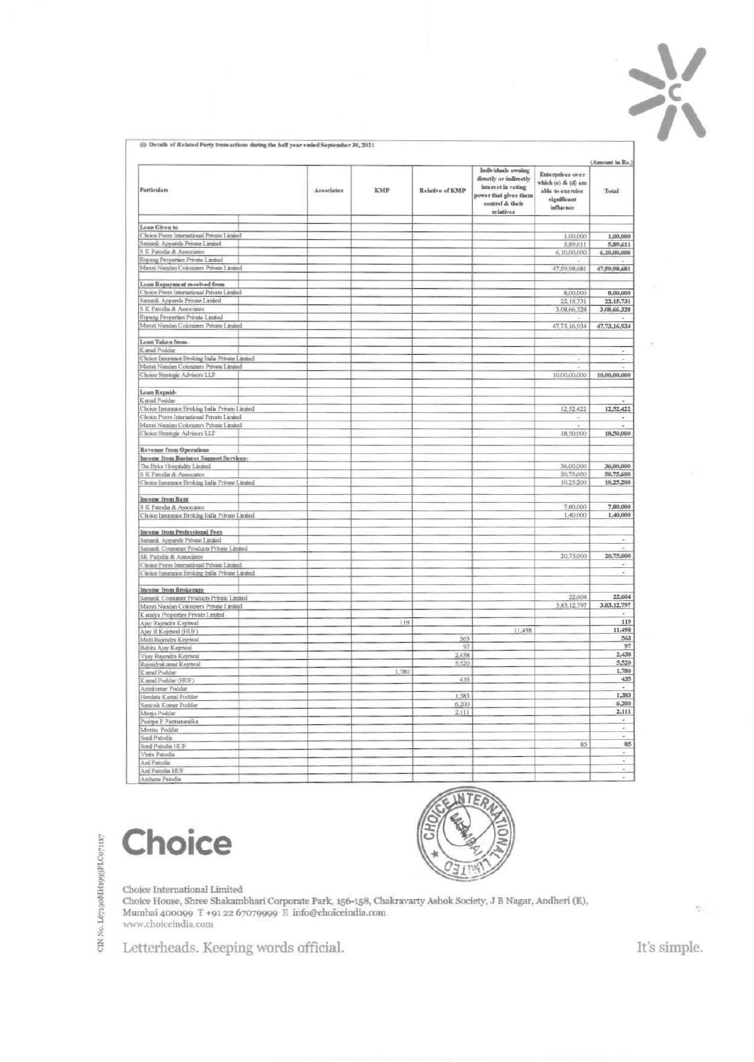(I): Details of Related Party transactions during the half year ended September 30, 2021

(Amount in Rs.)

| Particulars | Associates | KMP | Relative of KMP | Individuals owning directly or indirectly interest in voting power that gives them control & their relatives | Enterprises over which (c) & (d) are able to exercise significant influence | Total |
|---|---|---|---|---|---|---|
| **Loan Given to** | | | | | | |
| Choice Peers International Private Limited | | | | | 1,00,000 | 1,00,000 |
| Samank Apparels Private Limited | | | | | 5,89,611 | 5,89,611 |
| S K Patodia & Associates | | | | | 6,10,00,000 | 6,10,00,000 |
| Rupang Properties Private Limited | | | | | - | - |
| Maruti Nandan Colonizers Private Limited | | | | | 47,59,98,681 | 47,59,98,681 |
| **Loan Repayment received from** | | | | | | |
| Choice Peers International Private Limited | | | | | 8,00,000 | 8,00,000 |
| Samank Apparels Private Limited | | | | | 22,15,731 | 22,15,731 |
| S K Patodia & Associates | | | | | 3,08,66,328 | 3,08,66,328 |
| Rupang Properties Private Limited | | | | | - | - |
| Maruti Nandan Colonizers Private Limited | | | | | 47,73,16,934 | 47,73,16,934 |
| **Loan Taken from-** | | | | | | |
| Kamal Poddar | | | | | | - |
| Choice Insurance Broking India Private Limited | | | | | - | - |
| Maruti Nandan Colonizers Private Limited | | | | | - | |
| Choice Strategic Advisors LLP | | | | | 10,00,00,000 | 10,00,00,000 |
| **Loan Repaid-** | | | | | | |
| Kamal Poddar | | | | | | - |
| Choice Insurance Broking India Private Limited | | | | | 12,52,422 | 12,52,422 |
| Choice Peers International Private Limited | | | | | - | - |
| Maruti Nandan Colonizers Private Limited | | | | | - | - |
| Choice Strategic Advisors LLP | | | | | 18,50,000 | 18,50,000 |
| **Revenue from Operations** | | | | | | |
| **Income from Business Support Services-** | | | | | | |
| The Byke Hospitality Limited | | | | | 36,00,000 | 36,00,000 |
| S K Patodia & Associates | | | | | 50,75,600 | 50,75,600 |
| Choice Insurance Broking India Private Limited | | | | | 10,25,200 | 10,25,200 |
| **Income from Rent** | | | | | | |
| S K Patodia & Associates | | | | | 7,80,000 | 7,80,000 |
| Choice Insurance Broking India Private Limited | | | | | 1,40,000 | 1,40,000 |
| **Income from Professional Fees** | | | | | | |
| Samank Apparels Private Limited | | | | | | - |
| Samank Consumer Products Private Limited | | | | | | - |
| SK Patodia & Associates | | | | | 20,75,000 | 20,75,000 |
| Choice Peers International Private Limited | | | | | | - |
| Choice Insurance Broking India Private Limited | | | | | | - |
| **Income from Brokerage** | | | | | | |
| Samank Consumer Products Private Limited | | | | | 22,604 | 22,604 |
| Maruti Nandan Colonizers Private Limited | | | | | 3,83,12,797 | 3,83,12,797 |
| Kanaiya Properties Private Limited | | | | | | - |
| Ajay Rajendra Kejriwal | | 119 | | | | 119 |
| Ajay R Kejriwal (HUF) | | | | 11,498 | | 11,498 |
| Malti Rajendra Kejriwal | | | 563 | | | 563 |
| Babita Ajay Kejriwal | | | 97 | | | 97 |
| Vijay Rajendra Kejriwal | | | 2,438 | | | 2,438 |
| Rajendrakumar Kejriwal | | | 5,520 | | | 5,520 |
| Kamal Poddar | | 1,780 | | | | 1,780 |
| Kamal Poddar (HUF) | | | 435 | | | 435 |
| Arunkumar Poddar | | | | | | - |
| Hemlata Kamal Poddar | | | 1,383 | | | 1,383 |
| Santosh Kumar Poddar | | | 6,200 | | | 6,200 |
| Manju Poddar | | | 2,111 | | | 2,111 |
| Pushpa P Parmanandka | | | | | | - |
| Meenu Poddar | | | | | | - |
| Sunil Patodia | | | | | | - |
| Sunil Patodia HUF | | | | | 85 | 85 |
| Vinita Patodia | | | | | | - |
| Anil Patodia | | | | | | - |
| Anil Patodia HUF | | | | | | - |
| Archana Patodia | | | | | | - |

Choice International Limited
Choice House, Shree Shakambhari Corporate Park, 156-158, Chakravarty Ashok Society, J B Nagar, Andheri (E), Mumbai 400099 T +91 22 67079999 E info@choiceindia.com
www.choiceindia.com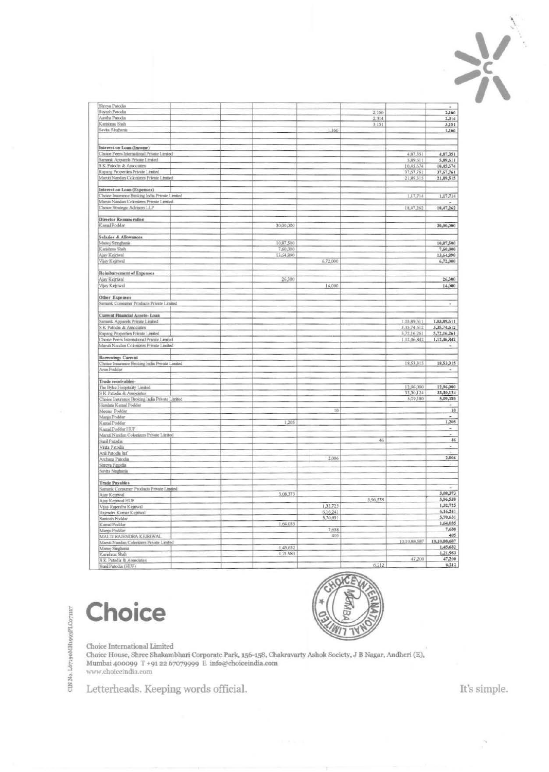| | | | | | | | |
|---|---|---|---|---|---|---|---|
| Shreya Patodia | | | | | | | - |
| Suyash Patodia | | | | | 2,166 | | 2,166 |
| Aastha Patodia | | | | | 2,314 | | 2,314 |
| Karishma Shah | | | | | 3,151 | | 3,151 |
| Savita Singhania | | | | 1,166 | | | 1,166 |
| | | | | | | | |
| **Interest on Loan (Income)** | | | | | | | |
| Choice Peers International Private Limited | | | | | | 4,87,351 | 4,87,351 |
| Samank Apparels Private Limited | | | | | | 5,89,611 | 5,89,611 |
| S K Patodia & Associates | | | | | | 10,45,674 | 10,45,674 |
| Rupang Properties Private Limited | | | | | | 37,67,761 | 37,67,761 |
| Maruti Nandan Colonizers Private Limited | | | | | | 21,89,515 | 21,89,515 |
| | | | | | | | |
| **Interest on Loan (Expenses)** | | | | | | | |
| Choice Insurance Broking India Private Limited | | | | | | 1,17,714 | 1,17,714 |
| Maruti Nandan Colonizers Private Limited | | | | | | | - |
| Choice Strategic Advisors LLP | | | | | | 18,47,262 | 18,47,262 |
| | | | | | | | |
| **Director Remuneration** | | | | | | | |
| Kamal Poddar | | | 30,00,000 | | | | 30,00,000 |
| | | | | | | | |
| **Salaries & Allowances** | | | | | | | |
| Manoj Singhania | | | 10,87,500 | | | | 10,87,500 |
| Karishma Shah | | | 7,60,000 | | | | 7,60,000 |
| Ajay Kejriwal | | | 13,64,890 | | | | 13,64,890 |
| Vijay Kejriwal | | | | 6,72,000 | | | 6,72,000 |
| | | | | | | | |
| **Reimbursement of Expenses** | | | | | | | |
| Ajay Kejriwal | | | 26,300 | | | | 26,300 |
| Vijay Kejriwal | | | | 14,000 | | | 14,000 |
| | | | | | | | |
| **Other Expenses** | | | | | | | |
| Samank Consumer Products Private Limited | | | | | | | - |
| | | | | | | | |
| **Current Financial Assets- Loan** | | | | | | | |
| Samank Apparels Private Limited | | | | | | 1,03,89,611 | 1,03,89,611 |
| S K Patodia & Associates | | | | | | 3,35,74,612 | 3,35,74,612 |
| Rupang Properties Private Limited | | | | | | 5,72,16,261 | 5,72,16,261 |
| Choice Peers International Private Limited | | | | | | 1,12,46,842 | 1,12,46,842 |
| Maruti Nandan Colonizers Private Limited | | | | | | | - |
| | | | | | | | |
| **Borrowings Current** | | | | | | | |
| Choice Insurance Broking India Private Limited | | | | | | 18,53,315 | 18,53,315 |
| Arun Poddar | | | | | | | - |
| | | | | | | | |
| **Trade receivables-** | | | | | | | |
| The Byke Hospitality Limited | | | | | | 12,96,000 | 12,96,000 |
| S K Patodia & Associates | | | | | | 33,30,124 | 33,30,124 |
| Choice Insurance Broking India Private Limited | | | | | | 5,09,180 | 5,09,180 |
| Hemlata Kamal Poddar | | | | | | | - |
| Meena Poddar | | | | 10 | | | 10 |
| Manju Poddar | | | | | | | - |
| Kamal Poddar | | | 1,205 | | | | 1,205 |
| Kamal Poddar HUF | | | | | | | - |
| Maruti Nandan Colonizers Private Limited | | | | | | | - |
| Sunil Patodia | | | | | 46 | | 46 |
| Vinita Patodia | | | | | | | - |
| Anil Patodia huf | | | | | | | - |
| Archana Patodia | | | | 2,006 | | | 2,006 |
| Shreya Patodia | | | | | | | - |
| Savita Singhania | | | | | | | |
| | | | | | | | |
| **Trade Payables** | | | | | | | |
| Samank Consumer Products Private Limited | | | | | | | - |
| Ajay Kejriwal | | | 3,08,373 | | | | 3,08,373 |
| Ajay Kejriwal HUF | | | | | 5,96,538 | | 5,96,538 |
| Vijay Rajendra Kejriwal | | | | 1,32,725 | | | 1,32,725 |
| Rajendra Kumar Kejriwal | | | | 6,16,241 | | | 6,16,241 |
| Santosh Poddar | | | | 5,70,631 | | | 5,70,631 |
| Kamal Poddar | | | 1,64,035 | | | | 1,64,035 |
| Manju Poddar | | | | 7,638 | | | 7,638 |
| MALTI RAJENDRA KEJRIWAL | | | | 405 | | | 405 |
| Maruti Nandan Colonizers Private Limited | | | | | | 10,10,88,687 | 10,10,88,687 |
| Manoj Singhania | | | 1,45,632 | | | | 1,45,632 |
| Karishma Shah | | | 1,21,983 | | | | 1,21,983 |
| S K Patodia & Associates | | | | | | 47,200 | 47,200 |
| Sunil Patodia (HUF) | | | | | 6,212 | | 6,212 |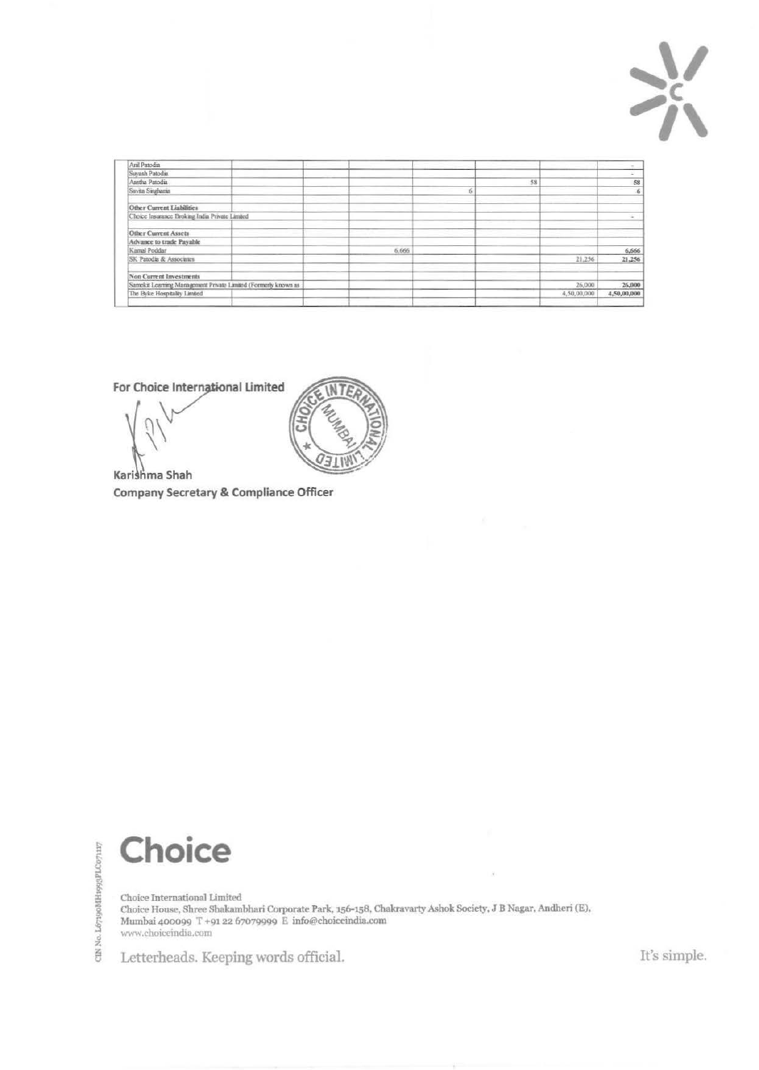| | | | | | | | |
|---|---|---|---|---|---|---|---|
| Anil Patodia | | | | | | | - |
| Suyash Patodia | | | | | | | - |
| Aastha Patodia | | | | | 58 | | 58 |
| Savita Singhania | | | | 6 | | | 6 |
| **Other Current Liabilities** | | | | | | | |
| Choice Insurance Broking India Private Limited | | | | | | | - |
| **Other Current Assets** | | | | | | | |
| **Advance to trade Payable** | | | | | | | |
| Kamal Poddar | | | 6,666 | | | | 6,666 |
| SK Patodia & Associates | | | | | | 21,256 | 21,256 |
| **Non Current Investments** | | | | | | | |
| Samekit Learning Management Private Limited (Formerly known as | | | | | | 26,000 | 26,000 |
| The Byke Hospitality Limited | | | | | | 4,50,00,000 | 4,50,00,000 |

For Choice International Limited

Karishma Shah

Company Secretary & Compliance Officer